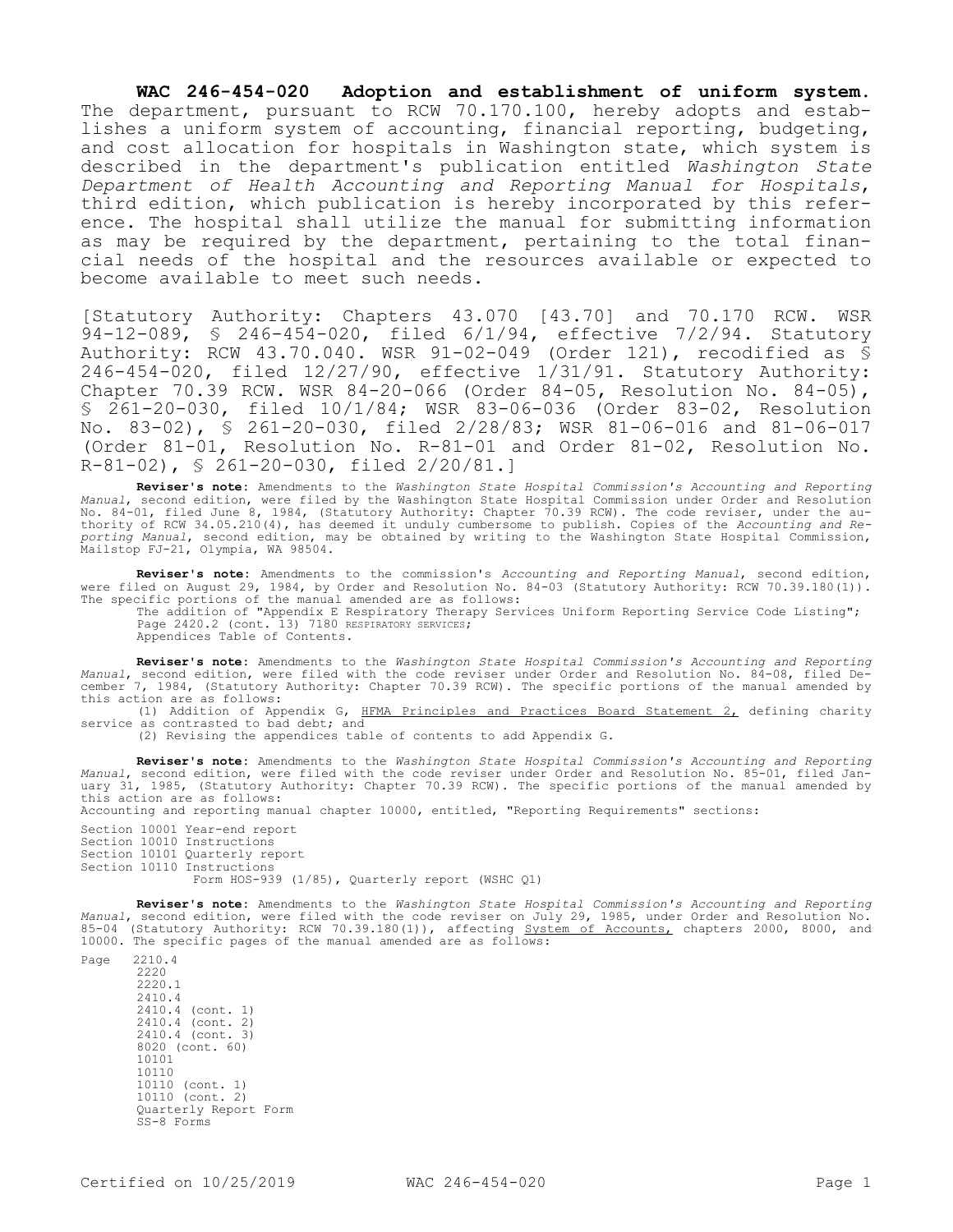**WAC 246-454-020 Adoption and establishment of uniform system.** The department, pursuant to RCW 70.170.100, hereby adopts and establishes a uniform system of accounting, financial reporting, budgeting, and cost allocation for hospitals in Washington state, which system is described in the department's publication entitled *Washington State Department of Health Accounting and Reporting Manual for Hospitals*, third edition, which publication is hereby incorporated by this reference. The hospital shall utilize the manual for submitting information as may be required by the department, pertaining to the total financial needs of the hospital and the resources available or expected to become available to meet such needs.

[Statutory Authority: Chapters 43.070 [43.70] and 70.170 RCW. WSR 94-12-089, § 246-454-020, filed 6/1/94, effective 7/2/94. Statutory Authority: RCW 43.70.040. WSR 91-02-049 (Order 121), recodified as § 246-454-020, filed 12/27/90, effective 1/31/91. Statutory Authority: Chapter 70.39 RCW. WSR 84-20-066 (Order 84-05, Resolution No. 84-05), § 261-20-030, filed 10/1/84; WSR 83-06-036 (Order 83-02, Resolution No. 83-02), § 261-20-030, filed 2/28/83; WSR 81-06-016 and 81-06-017 (Order 81-01, Resolution No. R-81-01 and Order 81-02, Resolution No. R-81-02), § 261-20-030, filed 2/20/81.]

**Reviser's note:** Amendments to the *Washington State Hospital Commission's Accounting and Reporting Manual*, second edition, were filed by the Washington State Hospital Commission under Order and Resolution No. 84-01, filed June 8, 1984, (Statutory Authority: Chapter 70.39 RCW). The code reviser, under the authority of RCW 34.05.210(4), has deemed it unduly cumbersome to publish. Copies of the *Accounting and Reporting Manual*, second edition, may be obtained by writing to the Washington State Hospital Commission, Mailstop FJ-21, Olympia, WA 98504.

**Reviser's note:** Amendments to the commission's *Accounting and Reporting Manual*, second edition, were filed on August 29, 1984, by Order and Resolution No. 84-03 (Statutory Authority: RCW 70.39.180(1)). The specific portions of the manual amended are as follows:

The addition of "Appendix E Respiratory Therapy Services Uniform Reporting Service Code Listing";
Page 2420.2 (cont. 13) 7180 RESPIRATORY SERVICES;
Appendices Table of Contents.

**Reviser's note:** Amendments to the *Washington State Hospital Commission's Accounting and Reporting Manual*, second edition, were filed with the code reviser under Order and Resolution No. 84-08, filed December 7, 1984, (Statutory Authority: Chapter 70.39 RCW). The specific portions of the manual amended by this action are as follows:

(1) Addition of Appendix G, HFMA Principles and Practices Board Statement 2, defining charity service as contrasted to bad debt; and
(2) Revising the appendices table of contents to add Appendix G.

**Reviser's note:** Amendments to the *Washington State Hospital Commission's Accounting and Reporting Manual*, second edition, were filed with the code reviser under Order and Resolution No. 85-01, filed January 31, 1985, (Statutory Authority: Chapter 70.39 RCW). The specific portions of the manual amended by this action are as follows:

Accounting and reporting manual chapter 10000, entitled, "Reporting Requirements" sections:

Section 10001 Year-end report
Section 10010 Instructions
Section 10101 Quarterly report
Section 10110 Instructions
Form HOS-939 (1/85), Quarterly report (WSHC Q1)

**Reviser's note:** Amendments to the *Washington State Hospital Commission's Accounting and Reporting Manual*, second edition, were filed with the code reviser on July 29, 1985, under Order and Resolution No. 85-04 (Statutory Authority: RCW 70.39.180(1)), affecting System of Accounts, chapters 2000, 8000, and 10000. The specific pages of the manual amended are as follows:

Page 2210.4
2220
2220.1
2410.4
2410.4 (cont. 1)
2410.4 (cont. 2)
2410.4 (cont. 3)
8020 (cont. 60)
10101
10110
10110 (cont. 1)
10110 (cont. 2)
Quarterly Report Form
SS-8 Forms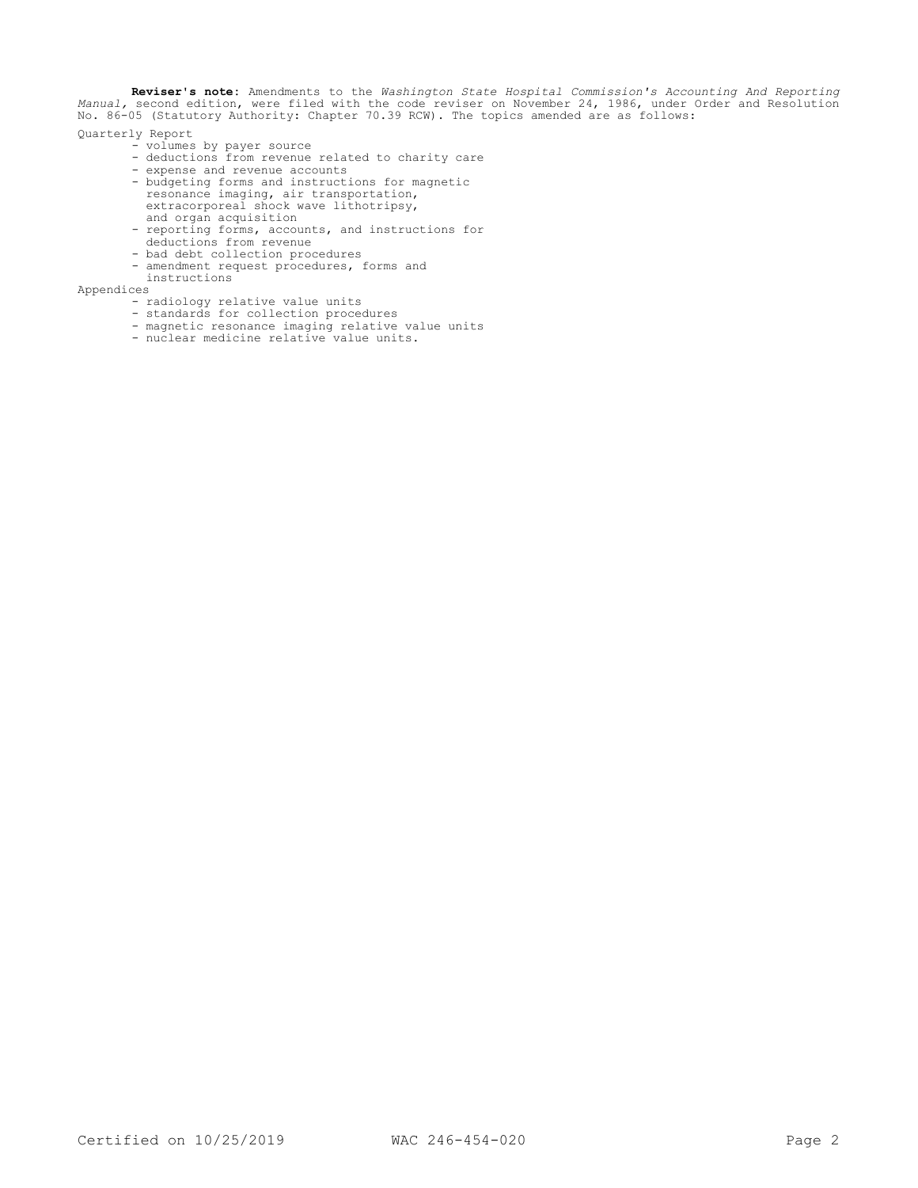**Reviser's note:** Amendments to the *Washington State Hospital Commission's Accounting And Reporting Manual,* second edition, were filed with the code reviser on November 24, 1986, under Order and Resolution No. 86-05 (Statutory Authority: Chapter 70.39 RCW). The topics amended are as follows:

Quarterly Report

- volumes by payer source
- deductions from revenue related to charity care
- expense and revenue accounts
- budgeting forms and instructions for magnetic resonance imaging, air transportation, extracorporeal shock wave lithotripsy, and organ acquisition
- reporting forms, accounts, and instructions for deductions from revenue
- bad debt collection procedures
- amendment request procedures, forms and instructions

Appendices

- radiology relative value units
- standards for collection procedures
- magnetic resonance imaging relative value units
- nuclear medicine relative value units.